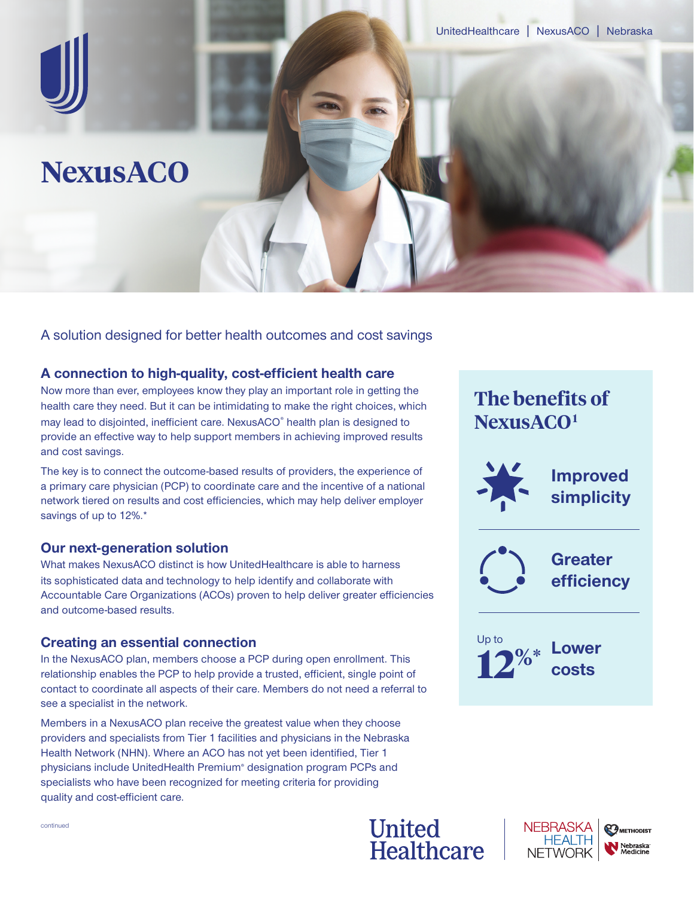UnitedHealthcare | NexusACO | Nebraska

# NexusACO

A solution designed for better health outcomes and cost savings

## A connection to high-quality, cost-efficient health care

Now more than ever, employees know they play an important role in getting the health care they need. But it can be intimidating to make the right choices, which may lead to disjointed, inefficient care. NexusACO® health plan is designed to provide an effective way to help support members in achieving improved results and cost savings.

The key is to connect the outcome-based results of providers, the experience of a primary care physician (PCP) to coordinate care and the incentive of a national network tiered on results and cost efficiencies, which may help deliver employer savings of up to 12%.*

## Our next-generation solution

What makes NexusACO distinct is how UnitedHealthcare is able to harness its sophisticated data and technology to help identify and collaborate with Accountable Care Organizations (ACOs) proven to help deliver greater efficiencies and outcome-based results.

## Creating an essential connection

In the NexusACO plan, members choose a PCP during open enrollment. This relationship enables the PCP to help provide a trusted, efficient, single point of contact to coordinate all aspects of their care. Members do not need a referral to see a specialist in the network.

Members in a NexusACO plan receive the greatest value when they choose providers and specialists from Tier 1 facilities and physicians in the Nebraska Health Network (NHN). Where an ACO has not yet been identified, Tier 1 physicians include UnitedHealth Premium® designation program PCPs and specialists who have been recognized for meeting criteria for providing quality and cost-efficient care.

## The benefits of NexusACO[1]

- **Improved simplicity**
- **Greater efficiency**
- Up to **12%*** **Lower costs**

continued

United Healthcare | NEBRASKA HEALTH NETWORK | METHODIST | Nebraska Medicine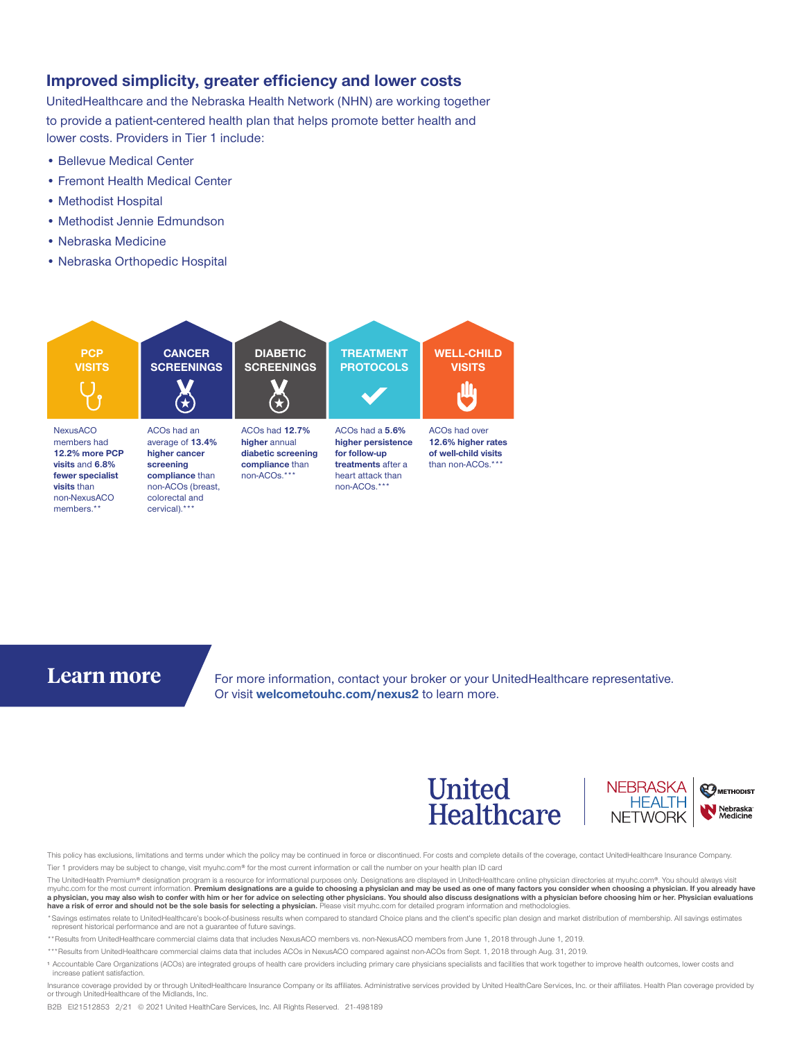## Improved simplicity, greater efficiency and lower costs

UnitedHealthcare and the Nebraska Health Network (NHN) are working together to provide a patient-centered health plan that helps promote better health and lower costs. Providers in Tier 1 include:

- Bellevue Medical Center
- Fremont Health Medical Center
- Methodist Hospital
- Methodist Jennie Edmundson
- Nebraska Medicine
- Nebraska Orthopedic Hospital

**PCP VISITS**

NexusACO members had **12.2% more PCP visits** and **6.8% fewer specialist visits** than non-NexusACO members.**

**CANCER SCREENINGS**

ACOs had an average of **13.4% higher cancer screening compliance** than non-ACOs (breast, colorectal and cervical).***

**DIABETIC SCREENINGS**

ACOs had **12.7% higher** annual **diabetic screening compliance** than non-ACOs.***

**TREATMENT PROTOCOLS**

ACOs had a **5.6% higher persistence for follow-up treatments** after a heart attack than non-ACOs.***

**WELL-CHILD VISITS**

ACOs had over **12.6% higher rates of well-child visits** than non-ACOs.***

## Learn more

For more information, contact your broker or your UnitedHealthcare representative.
Or visit **welcometouhc.com/nexus2** to learn more.

United Healthcare | NEBRASKA HEALTH NETWORK | METHODIST | Nebraska Medicine

This policy has exclusions, limitations and terms under which the policy may be continued in force or discontinued. For costs and complete details of the coverage, contact UnitedHealthcare Insurance Company.

Tier 1 providers may be subject to change, visit myuhc.com® for the most current information or call the number on your health plan ID card

The UnitedHealth Premium® designation program is a resource for informational purposes only. Designations are displayed in UnitedHealthcare online physician directories at myuhc.com®. You should always visit myuhc.com for the most current information. **Premium designations are a guide to choosing a physician and may be used as one of many factors you consider when choosing a physician. If you already have a physician, you may also wish to confer with him or her for advice on selecting other physicians. You should also discuss designations with a physician before choosing him or her. Physician evaluations have a risk of error and should not be the sole basis for selecting a physician.** Please visit myuhc.com for detailed program information and methodologies.

*Savings estimates relate to UnitedHealthcare's book-of-business results when compared to standard Choice plans and the client's specific plan design and market distribution of membership. All savings estimates represent historical performance and are not a guarantee of future savings.

**Results from UnitedHealthcare commercial claims data that includes NexusACO members vs. non-NexusACO members from June 1, 2018 through June 1, 2019.

***Results from UnitedHealthcare commercial claims data that includes ACOs in NexusACO compared against non-ACOs from Sept. 1, 2018 through Aug. 31, 2019.

[1] Accountable Care Organizations (ACOs) are integrated groups of health care providers including primary care physicians specialists and facilities that work together to improve health outcomes, lower costs and increase patient satisfaction.

Insurance coverage provided by or through UnitedHealthcare Insurance Company or its affiliates. Administrative services provided by United HealthCare Services, Inc. or their affiliates. Health Plan coverage provided by or through UnitedHealthcare of the Midlands, Inc.

B2B EI21512853 2/21 © 2021 United HealthCare Services, Inc. All Rights Reserved. 21-498189